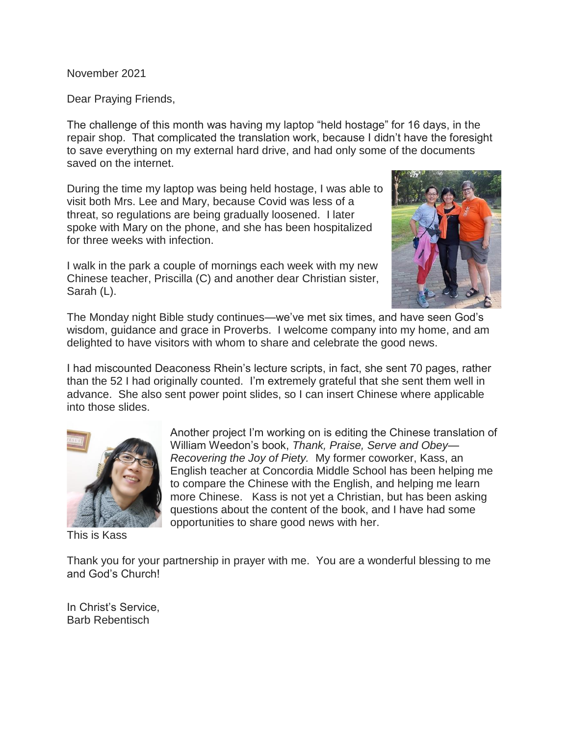November 2021

Dear Praying Friends,

The challenge of this month was having my laptop "held hostage" for 16 days, in the repair shop. That complicated the translation work, because I didn't have the foresight to save everything on my external hard drive, and had only some of the documents saved on the internet.

During the time my laptop was being held hostage, I was able to visit both Mrs. Lee and Mary, because Covid was less of a threat, so regulations are being gradually loosened. I later spoke with Mary on the phone, and she has been hospitalized for three weeks with infection.

I walk in the park a couple of mornings each week with my new Chinese teacher, Priscilla (C) and another dear Christian sister, Sarah (L).

The Monday night Bible study continues—we've met six times, and have seen God's wisdom, guidance and grace in Proverbs. I welcome company into my home, and am delighted to have visitors with whom to share and celebrate the good news.

I had miscounted Deaconess Rhein's lecture scripts, in fact, she sent 70 pages, rather than the 52 I had originally counted. I'm extremely grateful that she sent them well in advance. She also sent power point slides, so I can insert Chinese where applicable into those slides.

Another project I'm working on is editing the Chinese translation of William Weedon's book, *Thank, Praise, Serve and Obey—Recovering the Joy of Piety.* My former coworker, Kass, an English teacher at Concordia Middle School has been helping me to compare the Chinese with the English, and helping me learn more Chinese. Kass is not yet a Christian, but has been asking questions about the content of the book, and I have had some opportunities to share good news with her.

This is Kass

Thank you for your partnership in prayer with me. You are a wonderful blessing to me and God's Church!

In Christ's Service,
Barb Rebentisch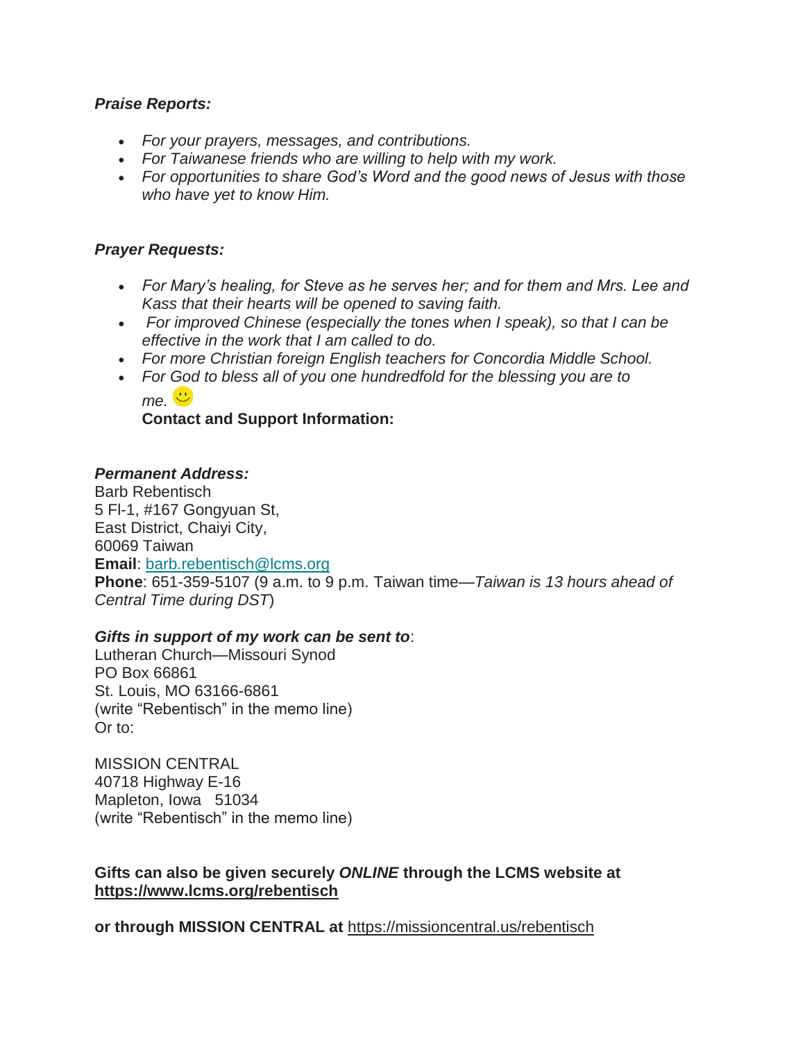***Praise Reports:***

- *For your prayers, messages, and contributions.*
- *For Taiwanese friends who are willing to help with my work.*
- *For opportunities to share God's Word and the good news of Jesus with those who have yet to know Him.*

***Prayer Requests:***

- *For Mary's healing, for Steve as he serves her; and for them and Mrs. Lee and Kass that their hearts will be opened to saving faith.*
- *For improved Chinese (especially the tones when I speak), so that I can be effective in the work that I am called to do.*
- *For more Christian foreign English teachers for Concordia Middle School.*
- *For God to bless all of you one hundredfold for the blessing you are to me.* 🙂

**Contact and Support Information:**

***Permanent Address:***
Barb Rebentisch
5 Fl-1, #167 Gongyuan St,
East District, Chaiyi City,
60069 Taiwan
**Email**: barb.rebentisch@lcms.org
**Phone**: 651-359-5107 (9 a.m. to 9 p.m. Taiwan time—*Taiwan is 13 hours ahead of Central Time during DST*)

***Gifts in support of my work can be sent to***:
Lutheran Church—Missouri Synod
PO Box 66861
St. Louis, MO 63166-6861
(write "Rebentisch" in the memo line)
Or to:

MISSION CENTRAL
40718 Highway E-16
Mapleton, Iowa 51034
(write "Rebentisch" in the memo line)

**Gifts can also be given securely *ONLINE* through the LCMS website at https://www.lcms.org/rebentisch**

**or through MISSION CENTRAL at** https://missioncentral.us/rebentisch